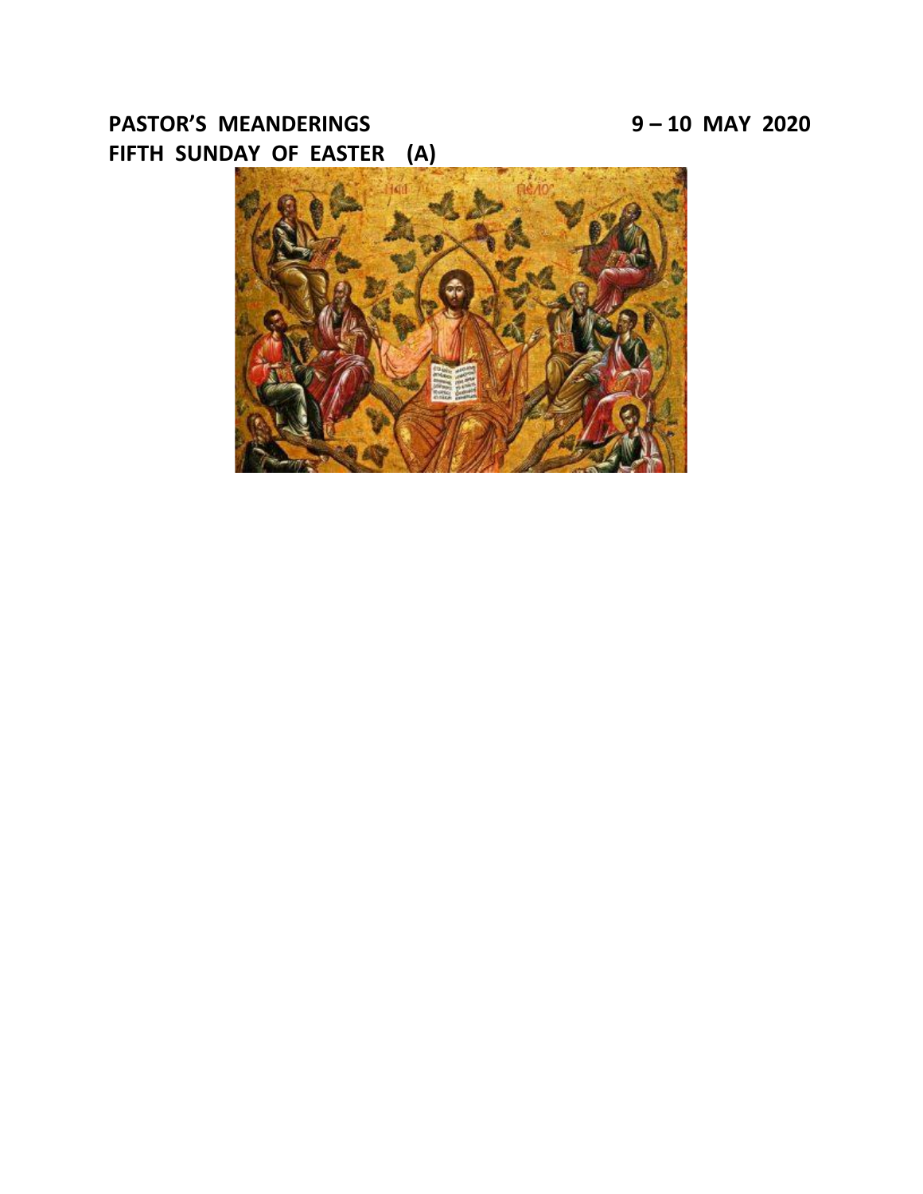**PASTOR'S MEANDERINGS 9 – 10 MAY 2020**

**FIFTH SUNDAY OF EASTER (A)**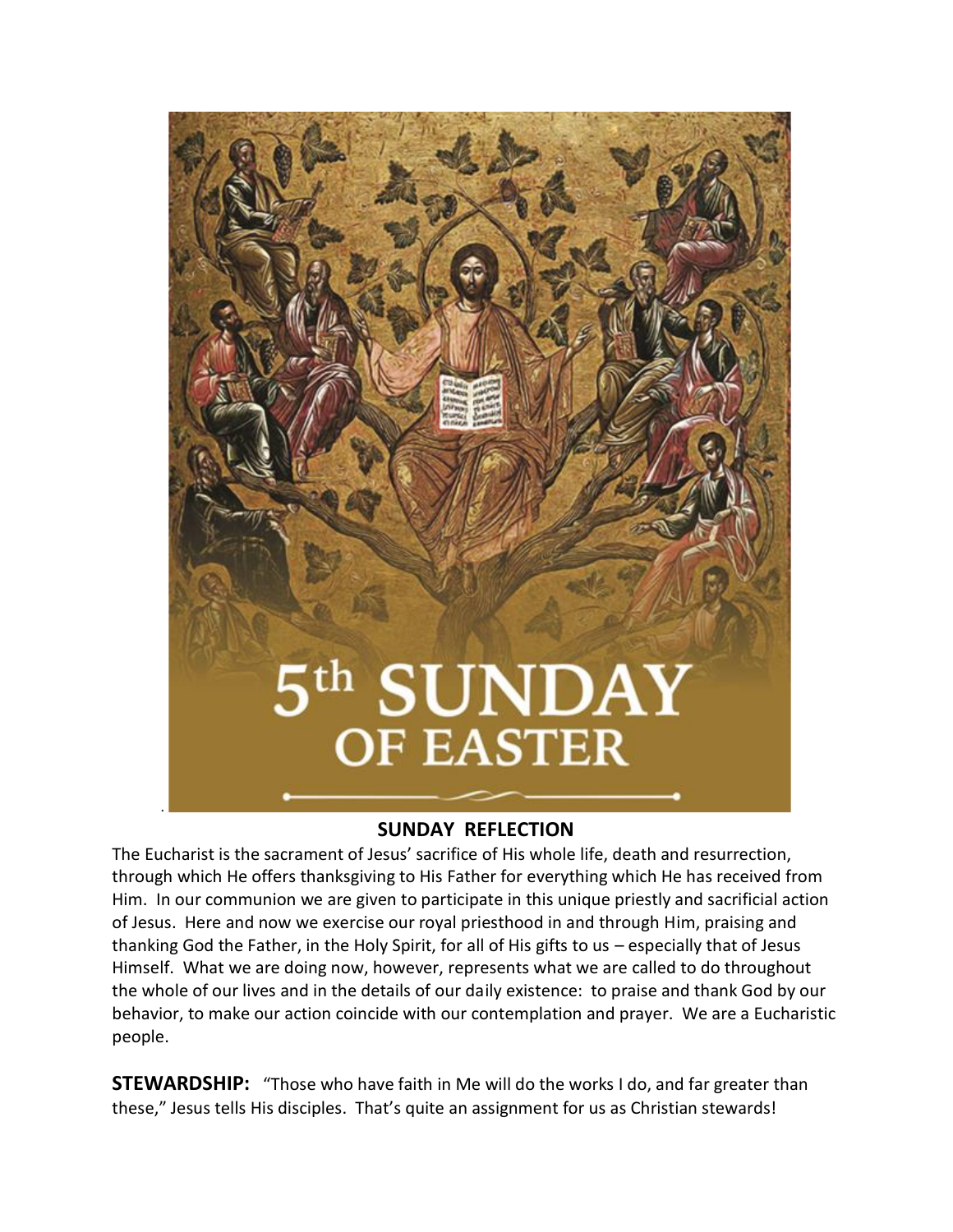# 5th SUNDAY OF EASTER

## SUNDAY REFLECTION

The Eucharist is the sacrament of Jesus' sacrifice of His whole life, death and resurrection, through which He offers thanksgiving to His Father for everything which He has received from Him. In our communion we are given to participate in this unique priestly and sacrificial action of Jesus. Here and now we exercise our royal priesthood in and through Him, praising and thanking God the Father, in the Holy Spirit, for all of His gifts to us – especially that of Jesus Himself. What we are doing now, however, represents what we are called to do throughout the whole of our lives and in the details of our daily existence: to praise and thank God by our behavior, to make our action coincide with our contemplation and prayer. We are a Eucharistic people.

**STEWARDSHIP:** "Those who have faith in Me will do the works I do, and far greater than these," Jesus tells His disciples. That's quite an assignment for us as Christian stewards!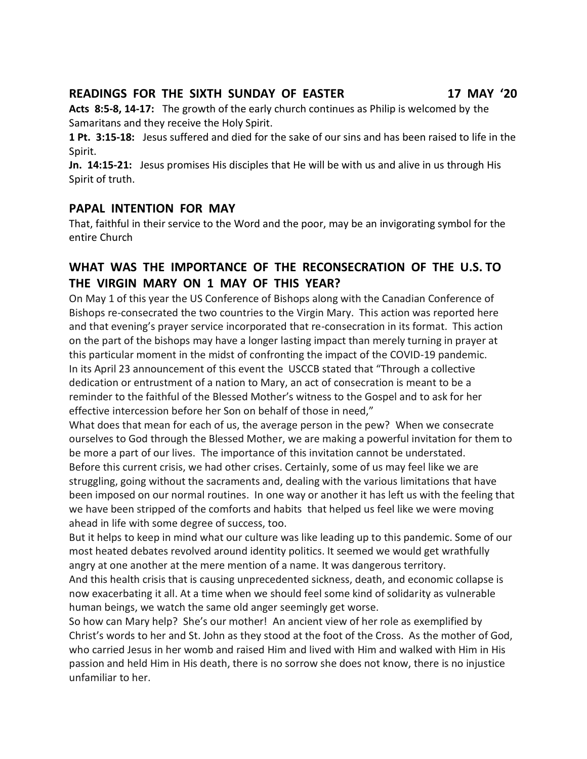## READINGS FOR THE SIXTH SUNDAY OF EASTER 17 MAY '20

**Acts 8:5-8, 14-17:** The growth of the early church continues as Philip is welcomed by the Samaritans and they receive the Holy Spirit.

**1 Pt. 3:15-18:** Jesus suffered and died for the sake of our sins and has been raised to life in the Spirit.

**Jn. 14:15-21:** Jesus promises His disciples that He will be with us and alive in us through His Spirit of truth.

## PAPAL INTENTION FOR MAY

That, faithful in their service to the Word and the poor, may be an invigorating symbol for the entire Church

## WHAT WAS THE IMPORTANCE OF THE RECONSECRATION OF THE U.S. TO THE VIRGIN MARY ON 1 MAY OF THIS YEAR?

On May 1 of this year the US Conference of Bishops along with the Canadian Conference of Bishops re-consecrated the two countries to the Virgin Mary. This action was reported here and that evening's prayer service incorporated that re-consecration in its format. This action on the part of the bishops may have a longer lasting impact than merely turning in prayer at this particular moment in the midst of confronting the impact of the COVID-19 pandemic.

In its April 23 announcement of this event the USCCB stated that "Through a collective dedication or entrustment of a nation to Mary, an act of consecration is meant to be a reminder to the faithful of the Blessed Mother's witness to the Gospel and to ask for her effective intercession before her Son on behalf of those in need,"

What does that mean for each of us, the average person in the pew? When we consecrate ourselves to God through the Blessed Mother, we are making a powerful invitation for them to be more a part of our lives. The importance of this invitation cannot be understated.

Before this current crisis, we had other crises. Certainly, some of us may feel like we are struggling, going without the sacraments and, dealing with the various limitations that have been imposed on our normal routines. In one way or another it has left us with the feeling that we have been stripped of the comforts and habits that helped us feel like we were moving ahead in life with some degree of success, too.

But it helps to keep in mind what our culture was like leading up to this pandemic. Some of our most heated debates revolved around identity politics. It seemed we would get wrathfully angry at one another at the mere mention of a name. It was dangerous territory.

And this health crisis that is causing unprecedented sickness, death, and economic collapse is now exacerbating it all. At a time when we should feel some kind of solidarity as vulnerable human beings, we watch the same old anger seemingly get worse.

So how can Mary help? She's our mother! An ancient view of her role as exemplified by Christ's words to her and St. John as they stood at the foot of the Cross. As the mother of God, who carried Jesus in her womb and raised Him and lived with Him and walked with Him in His passion and held Him in His death, there is no sorrow she does not know, there is no injustice unfamiliar to her.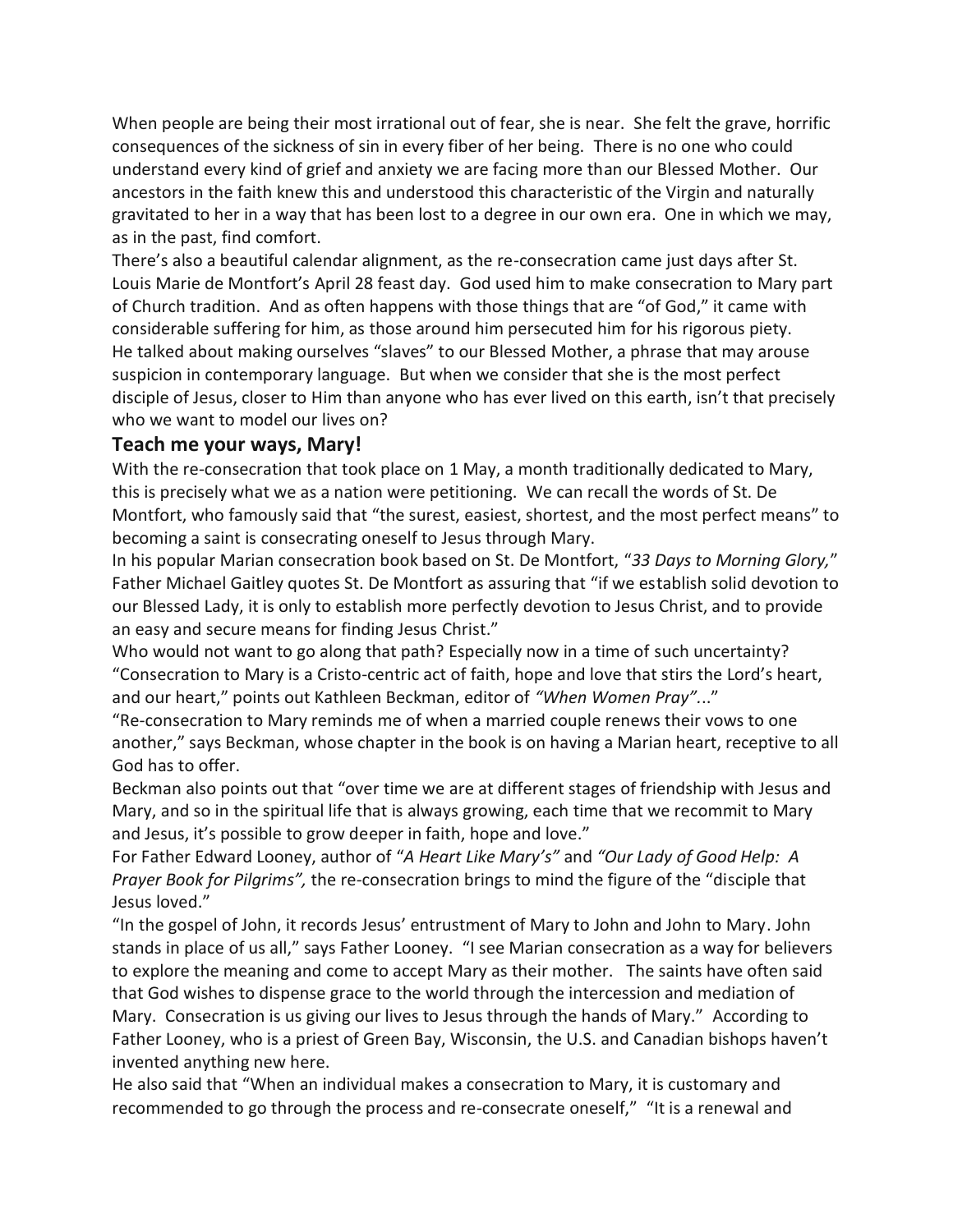When people are being their most irrational out of fear, she is near. She felt the grave, horrific consequences of the sickness of sin in every fiber of her being. There is no one who could understand every kind of grief and anxiety we are facing more than our Blessed Mother. Our ancestors in the faith knew this and understood this characteristic of the Virgin and naturally gravitated to her in a way that has been lost to a degree in our own era. One in which we may, as in the past, find comfort.

There's also a beautiful calendar alignment, as the re-consecration came just days after St. Louis Marie de Montfort's April 28 feast day. God used him to make consecration to Mary part of Church tradition. And as often happens with those things that are "of God," it came with considerable suffering for him, as those around him persecuted him for his rigorous piety.

He talked about making ourselves "slaves" to our Blessed Mother, a phrase that may arouse suspicion in contemporary language. But when we consider that she is the most perfect disciple of Jesus, closer to Him than anyone who has ever lived on this earth, isn't that precisely who we want to model our lives on?

## Teach me your ways, Mary!

With the re-consecration that took place on 1 May, a month traditionally dedicated to Mary, this is precisely what we as a nation were petitioning. We can recall the words of St. De Montfort, who famously said that "the surest, easiest, shortest, and the most perfect means" to becoming a saint is consecrating oneself to Jesus through Mary.

In his popular Marian consecration book based on St. De Montfort, "*33 Days to Morning Glory,*" Father Michael Gaitley quotes St. De Montfort as assuring that "if we establish solid devotion to our Blessed Lady, it is only to establish more perfectly devotion to Jesus Christ, and to provide an easy and secure means for finding Jesus Christ."

Who would not want to go along that path? Especially now in a time of such uncertainty?

"Consecration to Mary is a Cristo-centric act of faith, hope and love that stirs the Lord's heart, and our heart," points out Kathleen Beckman, editor of *"When Women Pray"*..."

"Re-consecration to Mary reminds me of when a married couple renews their vows to one another," says Beckman, whose chapter in the book is on having a Marian heart, receptive to all God has to offer.

Beckman also points out that "over time we are at different stages of friendship with Jesus and Mary, and so in the spiritual life that is always growing, each time that we recommit to Mary and Jesus, it's possible to grow deeper in faith, hope and love."

For Father Edward Looney, author of "*A Heart Like Mary's"* and *"Our Lady of Good Help: A Prayer Book for Pilgrims",* the re-consecration brings to mind the figure of the "disciple that Jesus loved."

"In the gospel of John, it records Jesus' entrustment of Mary to John and John to Mary. John stands in place of us all," says Father Looney. "I see Marian consecration as a way for believers to explore the meaning and come to accept Mary as their mother. The saints have often said that God wishes to dispense grace to the world through the intercession and mediation of Mary. Consecration is us giving our lives to Jesus through the hands of Mary." According to Father Looney, who is a priest of Green Bay, Wisconsin, the U.S. and Canadian bishops haven't invented anything new here.

He also said that "When an individual makes a consecration to Mary, it is customary and recommended to go through the process and re-consecrate oneself," "It is a renewal and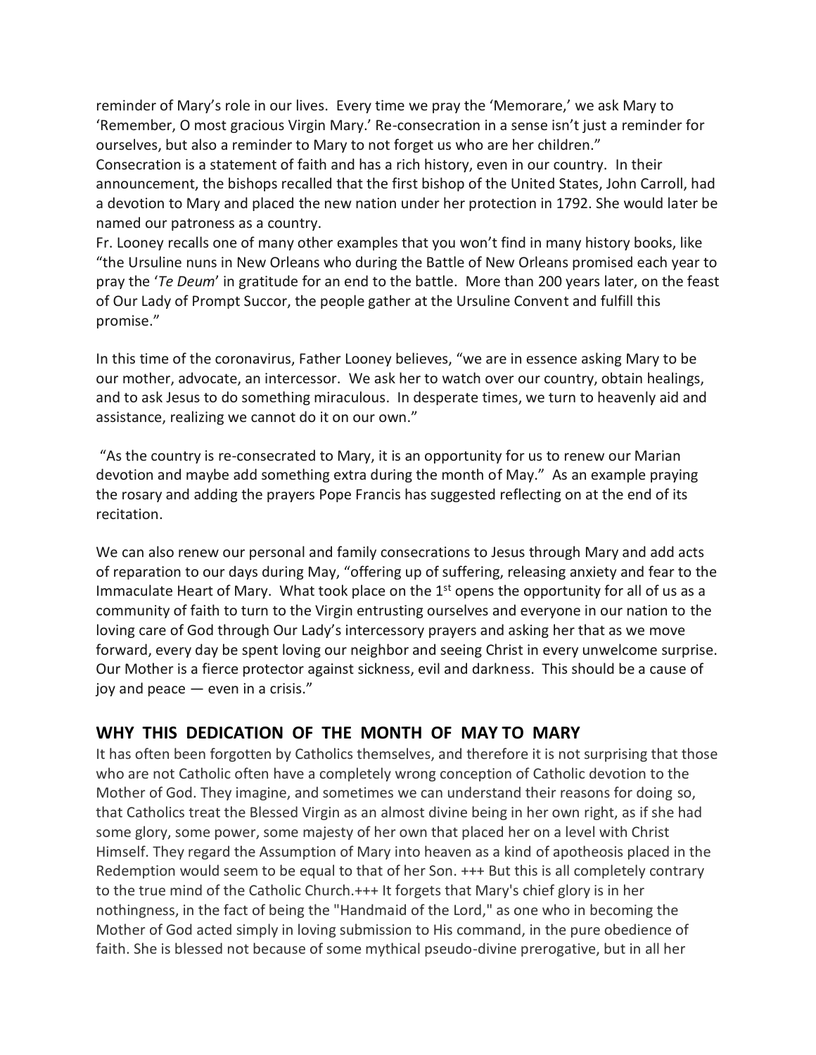reminder of Mary's role in our lives. Every time we pray the 'Memorare,' we ask Mary to 'Remember, O most gracious Virgin Mary.' Re-consecration in a sense isn't just a reminder for ourselves, but also a reminder to Mary to not forget us who are her children."

Consecration is a statement of faith and has a rich history, even in our country. In their announcement, the bishops recalled that the first bishop of the United States, John Carroll, had a devotion to Mary and placed the new nation under her protection in 1792. She would later be named our patroness as a country.

Fr. Looney recalls one of many other examples that you won't find in many history books, like "the Ursuline nuns in New Orleans who during the Battle of New Orleans promised each year to pray the '*Te Deum*' in gratitude for an end to the battle. More than 200 years later, on the feast of Our Lady of Prompt Succor, the people gather at the Ursuline Convent and fulfill this promise."

In this time of the coronavirus, Father Looney believes, "we are in essence asking Mary to be our mother, advocate, an intercessor. We ask her to watch over our country, obtain healings, and to ask Jesus to do something miraculous. In desperate times, we turn to heavenly aid and assistance, realizing we cannot do it on our own."

"As the country is re-consecrated to Mary, it is an opportunity for us to renew our Marian devotion and maybe add something extra during the month of May." As an example praying the rosary and adding the prayers Pope Francis has suggested reflecting on at the end of its recitation.

We can also renew our personal and family consecrations to Jesus through Mary and add acts of reparation to our days during May, "offering up of suffering, releasing anxiety and fear to the Immaculate Heart of Mary. What took place on the 1st opens the opportunity for all of us as a community of faith to turn to the Virgin entrusting ourselves and everyone in our nation to the loving care of God through Our Lady's intercessory prayers and asking her that as we move forward, every day be spent loving our neighbor and seeing Christ in every unwelcome surprise. Our Mother is a fierce protector against sickness, evil and darkness. This should be a cause of joy and peace — even in a crisis."

## WHY THIS DEDICATION OF THE MONTH OF MAY TO MARY

It has often been forgotten by Catholics themselves, and therefore it is not surprising that those who are not Catholic often have a completely wrong conception of Catholic devotion to the Mother of God. They imagine, and sometimes we can understand their reasons for doing so, that Catholics treat the Blessed Virgin as an almost divine being in her own right, as if she had some glory, some power, some majesty of her own that placed her on a level with Christ Himself. They regard the Assumption of Mary into heaven as a kind of apotheosis placed in the Redemption would seem to be equal to that of her Son. +++ But this is all completely contrary to the true mind of the Catholic Church.+++ It forgets that Mary's chief glory is in her nothingness, in the fact of being the "Handmaid of the Lord," as one who in becoming the Mother of God acted simply in loving submission to His command, in the pure obedience of faith. She is blessed not because of some mythical pseudo-divine prerogative, but in all her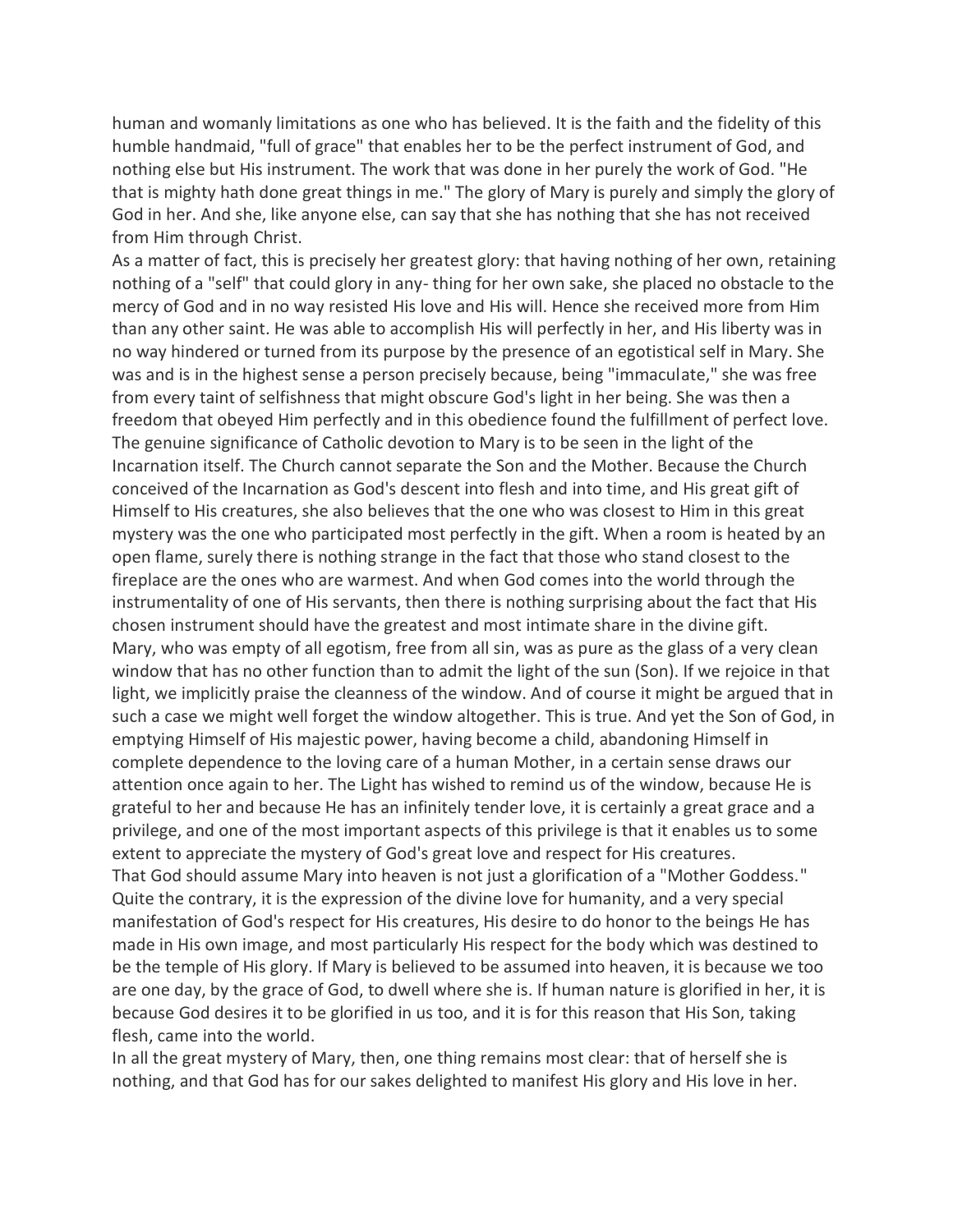human and womanly limitations as one who has believed. It is the faith and the fidelity of this humble handmaid, "full of grace" that enables her to be the perfect instrument of God, and nothing else but His instrument. The work that was done in her purely the work of God. "He that is mighty hath done great things in me." The glory of Mary is purely and simply the glory of God in her. And she, like anyone else, can say that she has nothing that she has not received from Him through Christ.

As a matter of fact, this is precisely her greatest glory: that having nothing of her own, retaining nothing of a "self" that could glory in any- thing for her own sake, she placed no obstacle to the mercy of God and in no way resisted His love and His will. Hence she received more from Him than any other saint. He was able to accomplish His will perfectly in her, and His liberty was in no way hindered or turned from its purpose by the presence of an egotistical self in Mary. She was and is in the highest sense a person precisely because, being "immaculate," she was free from every taint of selfishness that might obscure God's light in her being. She was then a freedom that obeyed Him perfectly and in this obedience found the fulfillment of perfect love.

The genuine significance of Catholic devotion to Mary is to be seen in the light of the Incarnation itself. The Church cannot separate the Son and the Mother. Because the Church conceived of the Incarnation as God's descent into flesh and into time, and His great gift of Himself to His creatures, she also believes that the one who was closest to Him in this great mystery was the one who participated most perfectly in the gift. When a room is heated by an open flame, surely there is nothing strange in the fact that those who stand closest to the fireplace are the ones who are warmest. And when God comes into the world through the instrumentality of one of His servants, then there is nothing surprising about the fact that His chosen instrument should have the greatest and most intimate share in the divine gift.

Mary, who was empty of all egotism, free from all sin, was as pure as the glass of a very clean window that has no other function than to admit the light of the sun (Son). If we rejoice in that light, we implicitly praise the cleanness of the window. And of course it might be argued that in such a case we might well forget the window altogether. This is true. And yet the Son of God, in emptying Himself of His majestic power, having become a child, abandoning Himself in complete dependence to the loving care of a human Mother, in a certain sense draws our attention once again to her. The Light has wished to remind us of the window, because He is grateful to her and because He has an infinitely tender love, it is certainly a great grace and a privilege, and one of the most important aspects of this privilege is that it enables us to some extent to appreciate the mystery of God's great love and respect for His creatures.

That God should assume Mary into heaven is not just a glorification of a "Mother Goddess." Quite the contrary, it is the expression of the divine love for humanity, and a very special manifestation of God's respect for His creatures, His desire to do honor to the beings He has made in His own image, and most particularly His respect for the body which was destined to be the temple of His glory. If Mary is believed to be assumed into heaven, it is because we too are one day, by the grace of God, to dwell where she is. If human nature is glorified in her, it is because God desires it to be glorified in us too, and it is for this reason that His Son, taking flesh, came into the world.

In all the great mystery of Mary, then, one thing remains most clear: that of herself she is nothing, and that God has for our sakes delighted to manifest His glory and His love in her.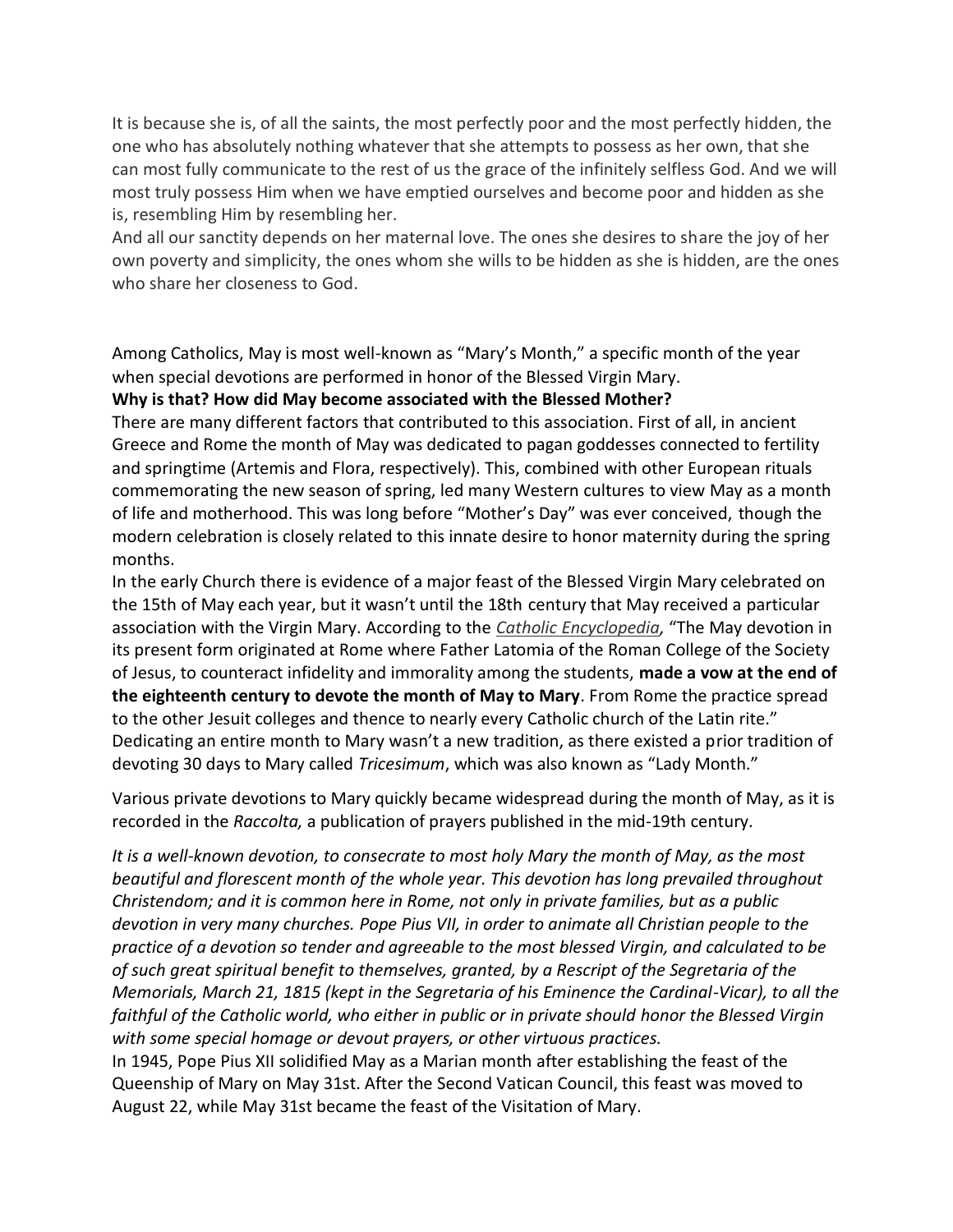It is because she is, of all the saints, the most perfectly poor and the most perfectly hidden, the one who has absolutely nothing whatever that she attempts to possess as her own, that she can most fully communicate to the rest of us the grace of the infinitely selfless God. And we will most truly possess Him when we have emptied ourselves and become poor and hidden as she is, resembling Him by resembling her.

And all our sanctity depends on her maternal love. The ones she desires to share the joy of her own poverty and simplicity, the ones whom she wills to be hidden as she is hidden, are the ones who share her closeness to God.

Among Catholics, May is most well-known as "Mary's Month," a specific month of the year when special devotions are performed in honor of the Blessed Virgin Mary.

**Why is that? How did May become associated with the Blessed Mother?**

There are many different factors that contributed to this association. First of all, in ancient Greece and Rome the month of May was dedicated to pagan goddesses connected to fertility and springtime (Artemis and Flora, respectively). This, combined with other European rituals commemorating the new season of spring, led many Western cultures to view May as a month of life and motherhood. This was long before "Mother's Day" was ever conceived, though the modern celebration is closely related to this innate desire to honor maternity during the spring months.

In the early Church there is evidence of a major feast of the Blessed Virgin Mary celebrated on the 15th of May each year, but it wasn't until the 18th century that May received a particular association with the Virgin Mary. According to the *Catholic Encyclopedia,* "The May devotion in its present form originated at Rome where Father Latomia of the Roman College of the Society of Jesus, to counteract infidelity and immorality among the students, **made a vow at the end of the eighteenth century to devote the month of May to Mary**. From Rome the practice spread to the other Jesuit colleges and thence to nearly every Catholic church of the Latin rite." Dedicating an entire month to Mary wasn't a new tradition, as there existed a prior tradition of devoting 30 days to Mary called *Tricesimum*, which was also known as "Lady Month."

Various private devotions to Mary quickly became widespread during the month of May, as it is recorded in the *Raccolta,* a publication of prayers published in the mid-19th century.

*It is a well-known devotion, to consecrate to most holy Mary the month of May, as the most beautiful and florescent month of the whole year. This devotion has long prevailed throughout Christendom; and it is common here in Rome, not only in private families, but as a public devotion in very many churches. Pope Pius VII, in order to animate all Christian people to the practice of a devotion so tender and agreeable to the most blessed Virgin, and calculated to be of such great spiritual benefit to themselves, granted, by a Rescript of the Segretaria of the Memorials, March 21, 1815 (kept in the Segretaria of his Eminence the Cardinal-Vicar), to all the faithful of the Catholic world, who either in public or in private should honor the Blessed Virgin with some special homage or devout prayers, or other virtuous practices.*

In 1945, Pope Pius XII solidified May as a Marian month after establishing the feast of the Queenship of Mary on May 31st. After the Second Vatican Council, this feast was moved to August 22, while May 31st became the feast of the Visitation of Mary.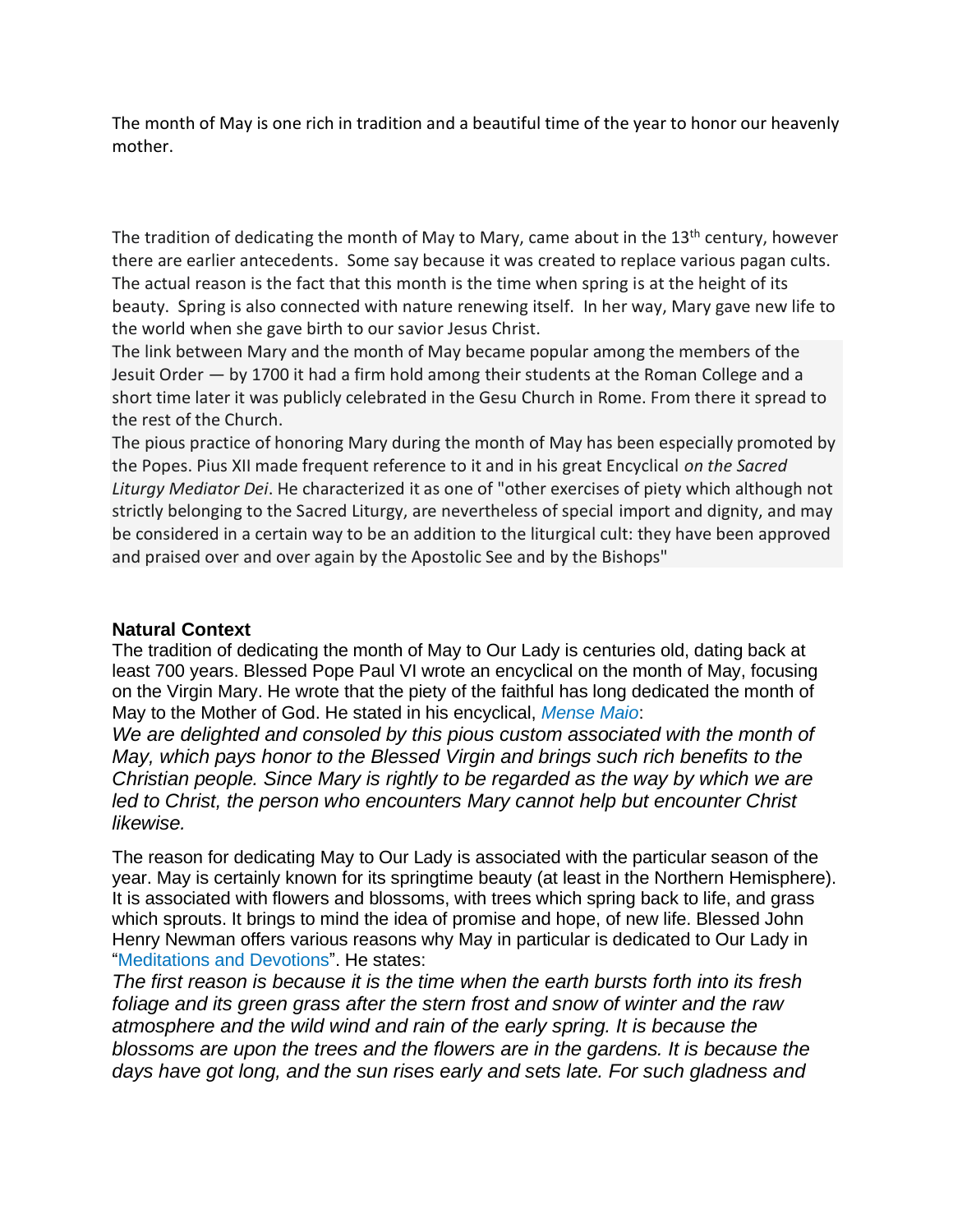The month of May is one rich in tradition and a beautiful time of the year to honor our heavenly mother.

The tradition of dedicating the month of May to Mary, came about in the 13th century, however there are earlier antecedents. Some say because it was created to replace various pagan cults. The actual reason is the fact that this month is the time when spring is at the height of its beauty. Spring is also connected with nature renewing itself. In her way, Mary gave new life to the world when she gave birth to our savior Jesus Christ.

The link between Mary and the month of May became popular among the members of the Jesuit Order — by 1700 it had a firm hold among their students at the Roman College and a short time later it was publicly celebrated in the Gesu Church in Rome. From there it spread to the rest of the Church.

The pious practice of honoring Mary during the month of May has been especially promoted by the Popes. Pius XII made frequent reference to it and in his great Encyclical *on the Sacred Liturgy Mediator Dei*. He characterized it as one of "other exercises of piety which although not strictly belonging to the Sacred Liturgy, are nevertheless of special import and dignity, and may be considered in a certain way to be an addition to the liturgical cult: they have been approved and praised over and over again by the Apostolic See and by the Bishops"

**Natural Context**

The tradition of dedicating the month of May to Our Lady is centuries old, dating back at least 700 years. Blessed Pope Paul VI wrote an encyclical on the month of May, focusing on the Virgin Mary. He wrote that the piety of the faithful has long dedicated the month of May to the Mother of God. He stated in his encyclical, *Mense Maio*:

*We are delighted and consoled by this pious custom associated with the month of May, which pays honor to the Blessed Virgin and brings such rich benefits to the Christian people. Since Mary is rightly to be regarded as the way by which we are led to Christ, the person who encounters Mary cannot help but encounter Christ likewise.*

The reason for dedicating May to Our Lady is associated with the particular season of the year. May is certainly known for its springtime beauty (at least in the Northern Hemisphere). It is associated with flowers and blossoms, with trees which spring back to life, and grass which sprouts. It brings to mind the idea of promise and hope, of new life. Blessed John Henry Newman offers various reasons why May in particular is dedicated to Our Lady in "Meditations and Devotions". He states:

*The first reason is because it is the time when the earth bursts forth into its fresh foliage and its green grass after the stern frost and snow of winter and the raw atmosphere and the wild wind and rain of the early spring. It is because the blossoms are upon the trees and the flowers are in the gardens. It is because the days have got long, and the sun rises early and sets late. For such gladness and*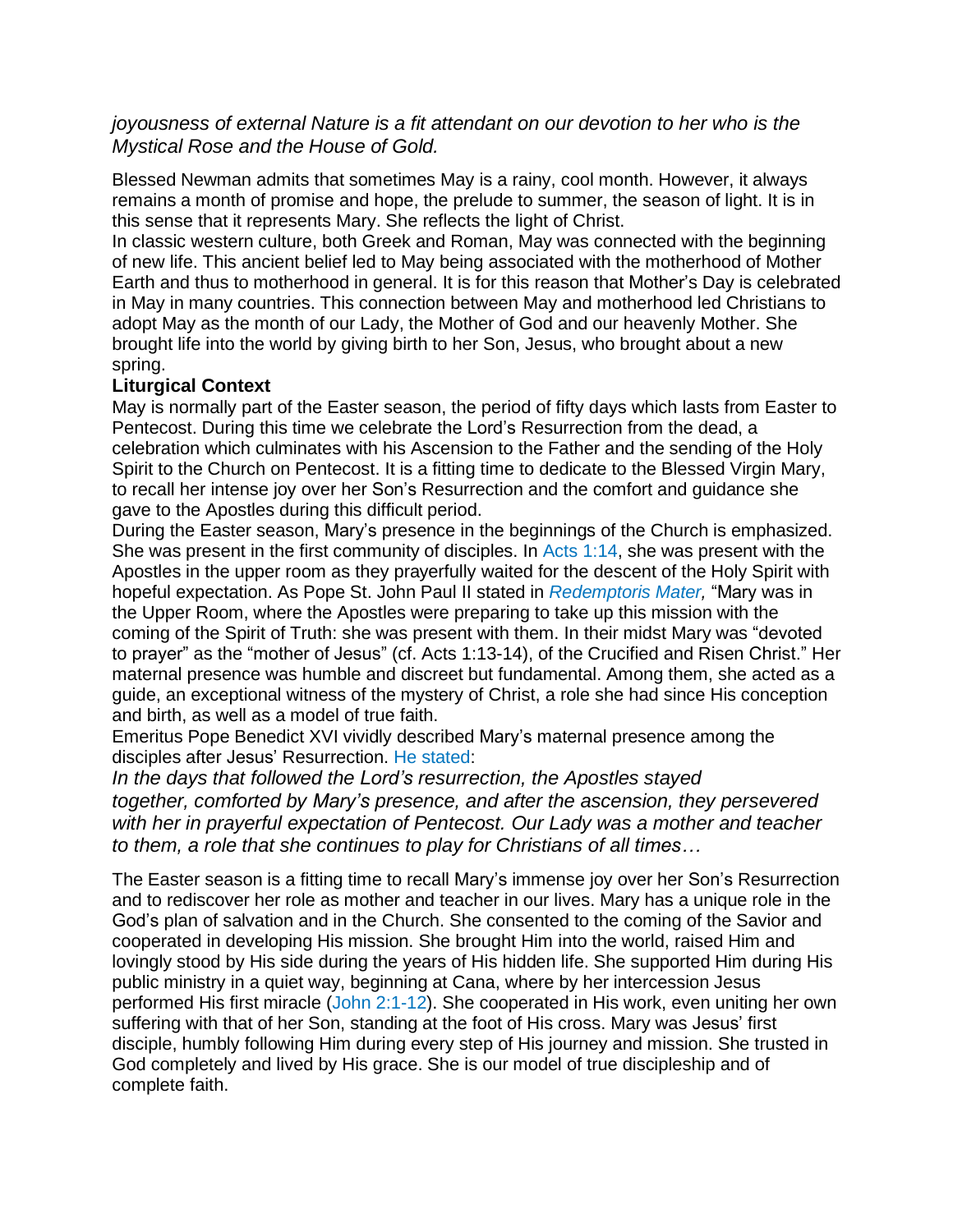*joyousness of external Nature is a fit attendant on our devotion to her who is the Mystical Rose and the House of Gold.*

Blessed Newman admits that sometimes May is a rainy, cool month. However, it always remains a month of promise and hope, the prelude to summer, the season of light. It is in this sense that it represents Mary. She reflects the light of Christ.

In classic western culture, both Greek and Roman, May was connected with the beginning of new life. This ancient belief led to May being associated with the motherhood of Mother Earth and thus to motherhood in general. It is for this reason that Mother's Day is celebrated in May in many countries. This connection between May and motherhood led Christians to adopt May as the month of our Lady, the Mother of God and our heavenly Mother. She brought life into the world by giving birth to her Son, Jesus, who brought about a new spring.

**Liturgical Context**

May is normally part of the Easter season, the period of fifty days which lasts from Easter to Pentecost. During this time we celebrate the Lord's Resurrection from the dead, a celebration which culminates with his Ascension to the Father and the sending of the Holy Spirit to the Church on Pentecost. It is a fitting time to dedicate to the Blessed Virgin Mary, to recall her intense joy over her Son's Resurrection and the comfort and guidance she gave to the Apostles during this difficult period.

During the Easter season, Mary's presence in the beginnings of the Church is emphasized. She was present in the first community of disciples. In Acts 1:14, she was present with the Apostles in the upper room as they prayerfully waited for the descent of the Holy Spirit with hopeful expectation. As Pope St. John Paul II stated in *Redemptoris Mater,* "Mary was in the Upper Room, where the Apostles were preparing to take up this mission with the coming of the Spirit of Truth: she was present with them. In their midst Mary was "devoted to prayer" as the "mother of Jesus" (cf. Acts 1:13-14), of the Crucified and Risen Christ." Her maternal presence was humble and discreet but fundamental. Among them, she acted as a guide, an exceptional witness of the mystery of Christ, a role she had since His conception and birth, as well as a model of true faith.

Emeritus Pope Benedict XVI vividly described Mary's maternal presence among the disciples after Jesus' Resurrection. He stated:

*In the days that followed the Lord's resurrection, the Apostles stayed together, comforted by Mary's presence, and after the ascension, they persevered with her in prayerful expectation of Pentecost. Our Lady was a mother and teacher to them, a role that she continues to play for Christians of all times…*

The Easter season is a fitting time to recall Mary's immense joy over her Son's Resurrection and to rediscover her role as mother and teacher in our lives. Mary has a unique role in the God's plan of salvation and in the Church. She consented to the coming of the Savior and cooperated in developing His mission. She brought Him into the world, raised Him and lovingly stood by His side during the years of His hidden life. She supported Him during His public ministry in a quiet way, beginning at Cana, where by her intercession Jesus performed His first miracle (John 2:1-12). She cooperated in His work, even uniting her own suffering with that of her Son, standing at the foot of His cross. Mary was Jesus' first disciple, humbly following Him during every step of His journey and mission. She trusted in God completely and lived by His grace. She is our model of true discipleship and of complete faith.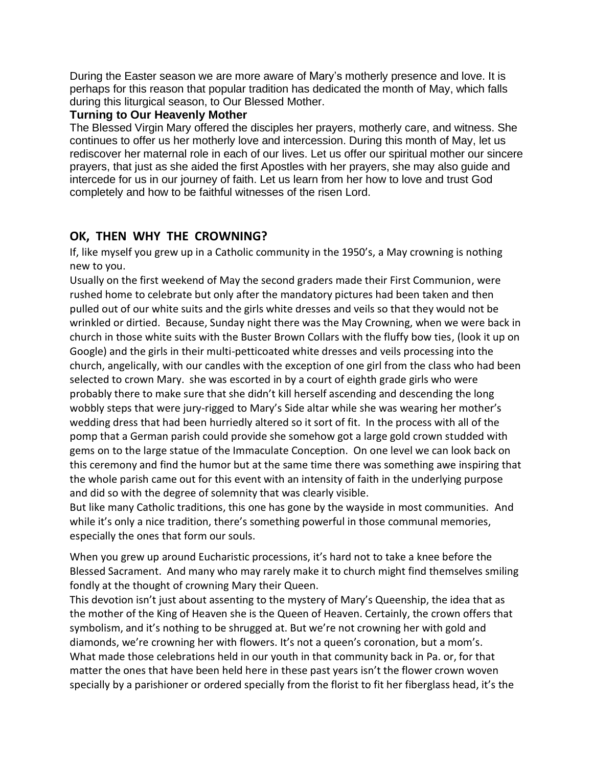During the Easter season we are more aware of Mary's motherly presence and love. It is perhaps for this reason that popular tradition has dedicated the month of May, which falls during this liturgical season, to Our Blessed Mother.

**Turning to Our Heavenly Mother**

The Blessed Virgin Mary offered the disciples her prayers, motherly care, and witness. She continues to offer us her motherly love and intercession. During this month of May, let us rediscover her maternal role in each of our lives. Let us offer our spiritual mother our sincere prayers, that just as she aided the first Apostles with her prayers, she may also guide and intercede for us in our journey of faith. Let us learn from her how to love and trust God completely and how to be faithful witnesses of the risen Lord.

## OK, THEN WHY THE CROWNING?

If, like myself you grew up in a Catholic community in the 1950's, a May crowning is nothing new to you.

Usually on the first weekend of May the second graders made their First Communion, were rushed home to celebrate but only after the mandatory pictures had been taken and then pulled out of our white suits and the girls white dresses and veils so that they would not be wrinkled or dirtied. Because, Sunday night there was the May Crowning, when we were back in church in those white suits with the Buster Brown Collars with the fluffy bow ties, (look it up on Google) and the girls in their multi-petticoated white dresses and veils processing into the church, angelically, with our candles with the exception of one girl from the class who had been selected to crown Mary. she was escorted in by a court of eighth grade girls who were probably there to make sure that she didn't kill herself ascending and descending the long wobbly steps that were jury-rigged to Mary's Side altar while she was wearing her mother's wedding dress that had been hurriedly altered so it sort of fit. In the process with all of the pomp that a German parish could provide she somehow got a large gold crown studded with gems on to the large statue of the Immaculate Conception. On one level we can look back on this ceremony and find the humor but at the same time there was something awe inspiring that the whole parish came out for this event with an intensity of faith in the underlying purpose and did so with the degree of solemnity that was clearly visible.

But like many Catholic traditions, this one has gone by the wayside in most communities. And while it's only a nice tradition, there's something powerful in those communal memories, especially the ones that form our souls.

When you grew up around Eucharistic processions, it's hard not to take a knee before the Blessed Sacrament. And many who may rarely make it to church might find themselves smiling fondly at the thought of crowning Mary their Queen.

This devotion isn't just about assenting to the mystery of Mary's Queenship, the idea that as the mother of the King of Heaven she is the Queen of Heaven. Certainly, the crown offers that symbolism, and it's nothing to be shrugged at. But we're not crowning her with gold and diamonds, we're crowning her with flowers. It's not a queen's coronation, but a mom's.

What made those celebrations held in our youth in that community back in Pa. or, for that matter the ones that have been held here in these past years isn't the flower crown woven specially by a parishioner or ordered specially from the florist to fit her fiberglass head, it's the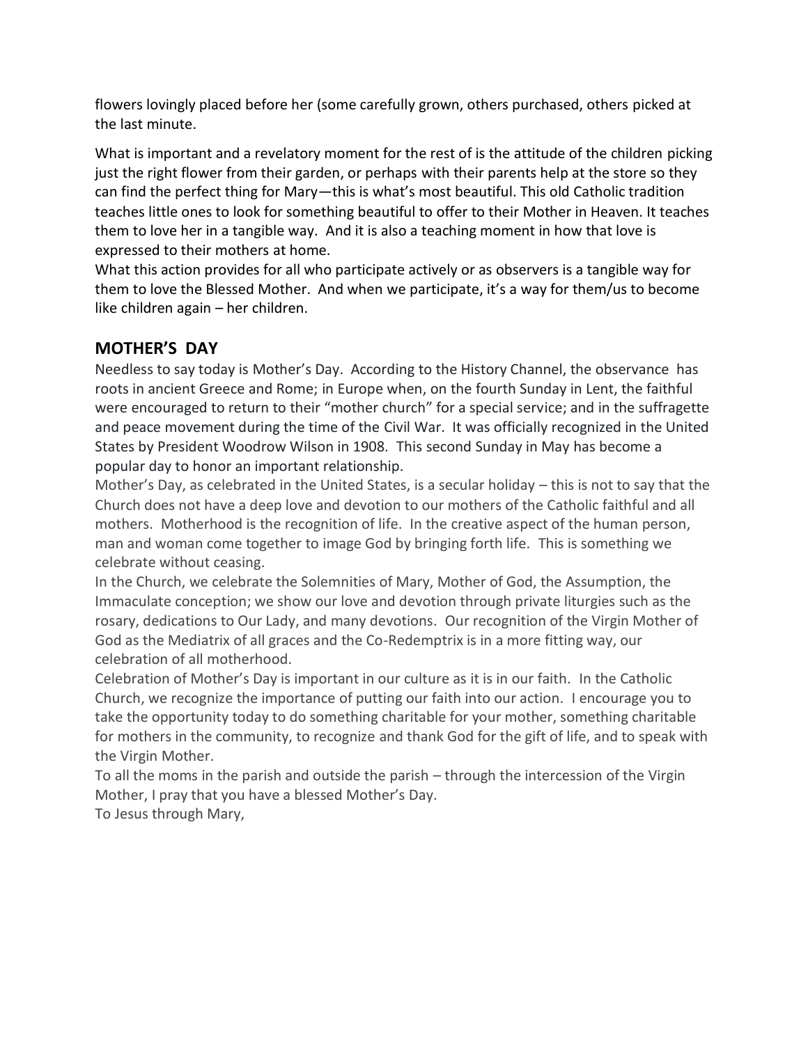flowers lovingly placed before her (some carefully grown, others purchased, others picked at the last minute.

What is important and a revelatory moment for the rest of is the attitude of the children picking just the right flower from their garden, or perhaps with their parents help at the store so they can find the perfect thing for Mary—this is what's most beautiful. This old Catholic tradition teaches little ones to look for something beautiful to offer to their Mother in Heaven. It teaches them to love her in a tangible way. And it is also a teaching moment in how that love is expressed to their mothers at home.

What this action provides for all who participate actively or as observers is a tangible way for them to love the Blessed Mother. And when we participate, it's a way for them/us to become like children again – her children.

## MOTHER'S DAY

Needless to say today is Mother's Day. According to the History Channel, the observance has roots in ancient Greece and Rome; in Europe when, on the fourth Sunday in Lent, the faithful were encouraged to return to their "mother church" for a special service; and in the suffragette and peace movement during the time of the Civil War. It was officially recognized in the United States by President Woodrow Wilson in 1908. This second Sunday in May has become a popular day to honor an important relationship.

Mother's Day, as celebrated in the United States, is a secular holiday – this is not to say that the Church does not have a deep love and devotion to our mothers of the Catholic faithful and all mothers. Motherhood is the recognition of life. In the creative aspect of the human person, man and woman come together to image God by bringing forth life. This is something we celebrate without ceasing.

In the Church, we celebrate the Solemnities of Mary, Mother of God, the Assumption, the Immaculate conception; we show our love and devotion through private liturgies such as the rosary, dedications to Our Lady, and many devotions. Our recognition of the Virgin Mother of God as the Mediatrix of all graces and the Co-Redemptrix is in a more fitting way, our celebration of all motherhood.

Celebration of Mother's Day is important in our culture as it is in our faith. In the Catholic Church, we recognize the importance of putting our faith into our action. I encourage you to take the opportunity today to do something charitable for your mother, something charitable for mothers in the community, to recognize and thank God for the gift of life, and to speak with the Virgin Mother.

To all the moms in the parish and outside the parish – through the intercession of the Virgin Mother, I pray that you have a blessed Mother's Day.

To Jesus through Mary,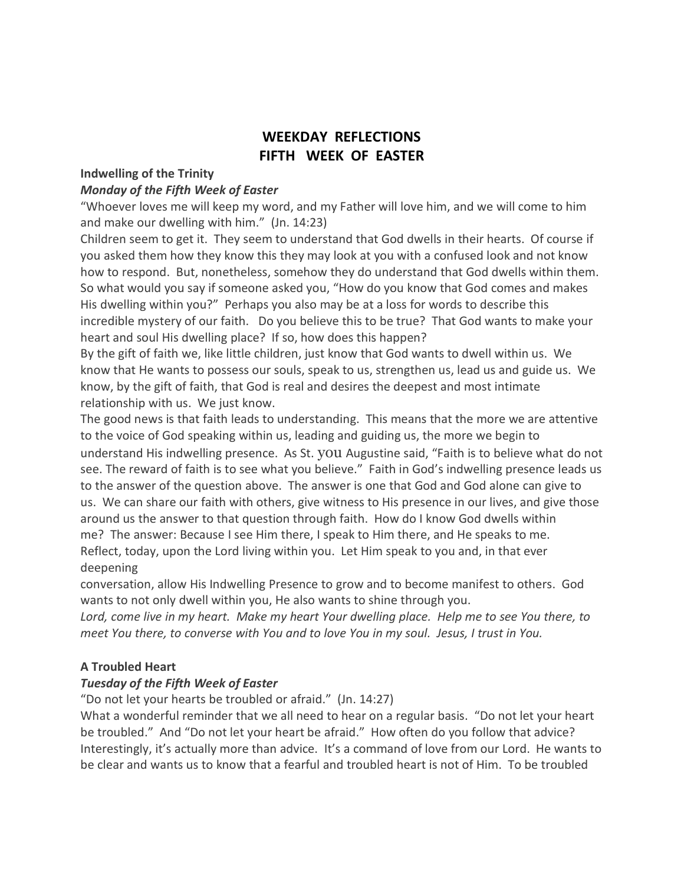# WEEKDAY REFLECTIONS
# FIFTH WEEK OF EASTER

**Indwelling of the Trinity**

***Monday of the Fifth Week of Easter***

"Whoever loves me will keep my word, and my Father will love him, and we will come to him and make our dwelling with him." (Jn. 14:23)

Children seem to get it. They seem to understand that God dwells in their hearts. Of course if you asked them how they know this they may look at you with a confused look and not know how to respond. But, nonetheless, somehow they do understand that God dwells within them. So what would you say if someone asked you, "How do you know that God comes and makes His dwelling within you?" Perhaps you also may be at a loss for words to describe this incredible mystery of our faith. Do you believe this to be true? That God wants to make your heart and soul His dwelling place? If so, how does this happen?

By the gift of faith we, like little children, just know that God wants to dwell within us. We know that He wants to possess our souls, speak to us, strengthen us, lead us and guide us. We know, by the gift of faith, that God is real and desires the deepest and most intimate relationship with us. We just know.

The good news is that faith leads to understanding. This means that the more we are attentive to the voice of God speaking within us, leading and guiding us, the more we begin to understand His indwelling presence. As St. you Augustine said, "Faith is to believe what do not see. The reward of faith is to see what you believe." Faith in God's indwelling presence leads us to the answer of the question above. The answer is one that God and God alone can give to us. We can share our faith with others, give witness to His presence in our lives, and give those around us the answer to that question through faith. How do I know God dwells within me? The answer: Because I see Him there, I speak to Him there, and He speaks to me.

Reflect, today, upon the Lord living within you. Let Him speak to you and, in that ever deepening conversation, allow His Indwelling Presence to grow and to become manifest to others. God wants to not only dwell within you, He also wants to shine through you.

*Lord, come live in my heart. Make my heart Your dwelling place. Help me to see You there, to meet You there, to converse with You and to love You in my soul. Jesus, I trust in You.*

**A Troubled Heart**

***Tuesday of the Fifth Week of Easter***

"Do not let your hearts be troubled or afraid." (Jn. 14:27)

What a wonderful reminder that we all need to hear on a regular basis. "Do not let your heart be troubled." And "Do not let your heart be afraid." How often do you follow that advice? Interestingly, it's actually more than advice. It's a command of love from our Lord. He wants to be clear and wants us to know that a fearful and troubled heart is not of Him. To be troubled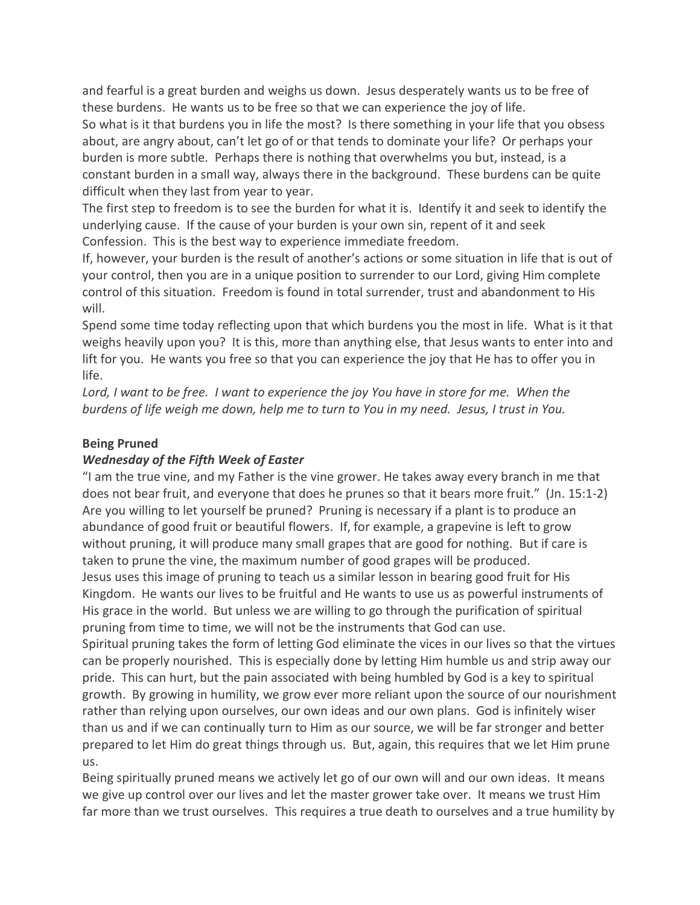and fearful is a great burden and weighs us down. Jesus desperately wants us to be free of these burdens. He wants us to be free so that we can experience the joy of life.

So what is it that burdens you in life the most? Is there something in your life that you obsess about, are angry about, can't let go of or that tends to dominate your life? Or perhaps your burden is more subtle. Perhaps there is nothing that overwhelms you but, instead, is a constant burden in a small way, always there in the background. These burdens can be quite difficult when they last from year to year.

The first step to freedom is to see the burden for what it is. Identify it and seek to identify the underlying cause. If the cause of your burden is your own sin, repent of it and seek Confession. This is the best way to experience immediate freedom.

If, however, your burden is the result of another's actions or some situation in life that is out of your control, then you are in a unique position to surrender to our Lord, giving Him complete control of this situation. Freedom is found in total surrender, trust and abandonment to His will.

Spend some time today reflecting upon that which burdens you the most in life. What is it that weighs heavily upon you? It is this, more than anything else, that Jesus wants to enter into and lift for you. He wants you free so that you can experience the joy that He has to offer you in life.

*Lord, I want to be free. I want to experience the joy You have in store for me. When the burdens of life weigh me down, help me to turn to You in my need. Jesus, I trust in You.*

**Being Pruned**

***Wednesday of the Fifth Week of Easter***

"I am the true vine, and my Father is the vine grower. He takes away every branch in me that does not bear fruit, and everyone that does he prunes so that it bears more fruit." (Jn. 15:1-2)

Are you willing to let yourself be pruned? Pruning is necessary if a plant is to produce an abundance of good fruit or beautiful flowers. If, for example, a grapevine is left to grow without pruning, it will produce many small grapes that are good for nothing. But if care is taken to prune the vine, the maximum number of good grapes will be produced.

Jesus uses this image of pruning to teach us a similar lesson in bearing good fruit for His Kingdom. He wants our lives to be fruitful and He wants to use us as powerful instruments of His grace in the world. But unless we are willing to go through the purification of spiritual pruning from time to time, we will not be the instruments that God can use.

Spiritual pruning takes the form of letting God eliminate the vices in our lives so that the virtues can be properly nourished. This is especially done by letting Him humble us and strip away our pride. This can hurt, but the pain associated with being humbled by God is a key to spiritual growth. By growing in humility, we grow ever more reliant upon the source of our nourishment rather than relying upon ourselves, our own ideas and our own plans. God is infinitely wiser than us and if we can continually turn to Him as our source, we will be far stronger and better prepared to let Him do great things through us. But, again, this requires that we let Him prune us.

Being spiritually pruned means we actively let go of our own will and our own ideas. It means we give up control over our lives and let the master grower take over. It means we trust Him far more than we trust ourselves. This requires a true death to ourselves and a true humility by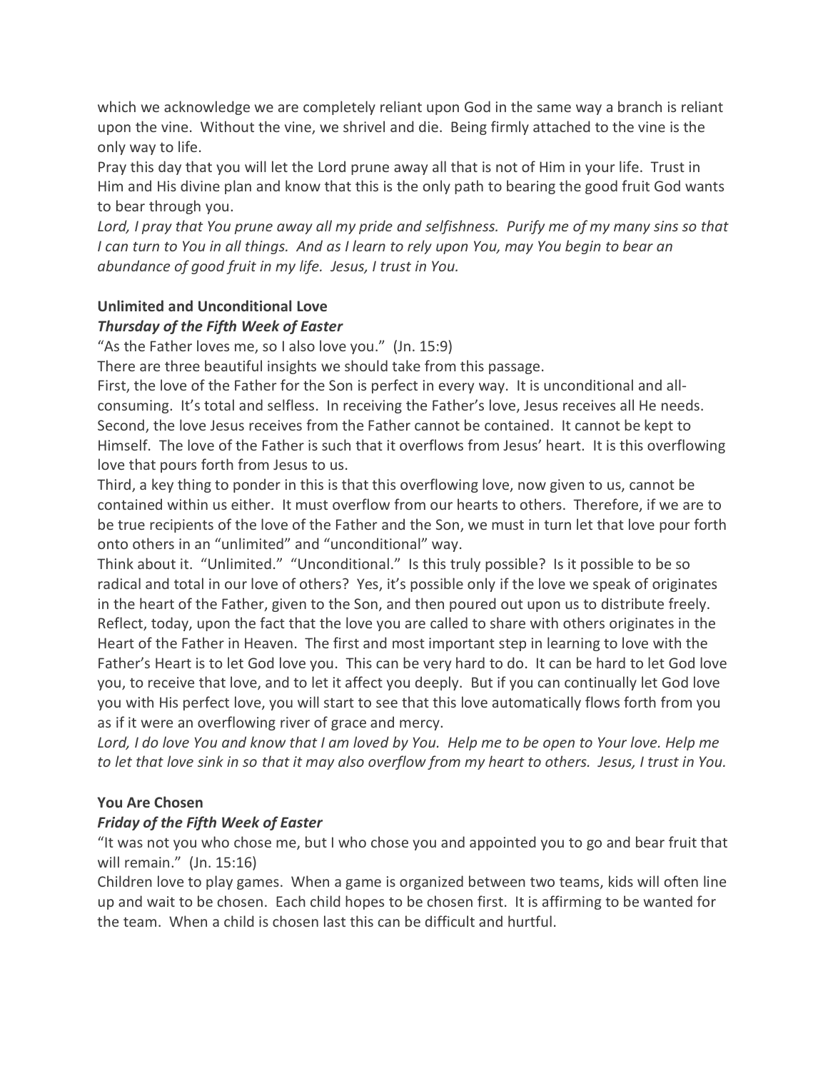which we acknowledge we are completely reliant upon God in the same way a branch is reliant upon the vine. Without the vine, we shrivel and die. Being firmly attached to the vine is the only way to life.

Pray this day that you will let the Lord prune away all that is not of Him in your life. Trust in Him and His divine plan and know that this is the only path to bearing the good fruit God wants to bear through you.

*Lord, I pray that You prune away all my pride and selfishness. Purify me of my many sins so that I can turn to You in all things. And as I learn to rely upon You, may You begin to bear an abundance of good fruit in my life. Jesus, I trust in You.*

**Unlimited and Unconditional Love**

***Thursday of the Fifth Week of Easter***

"As the Father loves me, so I also love you." (Jn. 15:9)

There are three beautiful insights we should take from this passage.

First, the love of the Father for the Son is perfect in every way. It is unconditional and all-consuming. It's total and selfless. In receiving the Father's love, Jesus receives all He needs.

Second, the love Jesus receives from the Father cannot be contained. It cannot be kept to Himself. The love of the Father is such that it overflows from Jesus' heart. It is this overflowing love that pours forth from Jesus to us.

Third, a key thing to ponder in this is that this overflowing love, now given to us, cannot be contained within us either. It must overflow from our hearts to others. Therefore, if we are to be true recipients of the love of the Father and the Son, we must in turn let that love pour forth onto others in an "unlimited" and "unconditional" way.

Think about it. "Unlimited." "Unconditional." Is this truly possible? Is it possible to be so radical and total in our love of others? Yes, it's possible only if the love we speak of originates in the heart of the Father, given to the Son, and then poured out upon us to distribute freely.

Reflect, today, upon the fact that the love you are called to share with others originates in the Heart of the Father in Heaven. The first and most important step in learning to love with the Father's Heart is to let God love you. This can be very hard to do. It can be hard to let God love you, to receive that love, and to let it affect you deeply. But if you can continually let God love you with His perfect love, you will start to see that this love automatically flows forth from you as if it were an overflowing river of grace and mercy.

*Lord, I do love You and know that I am loved by You. Help me to be open to Your love. Help me to let that love sink in so that it may also overflow from my heart to others. Jesus, I trust in You.*

**You Are Chosen**

***Friday of the Fifth Week of Easter***

"It was not you who chose me, but I who chose you and appointed you to go and bear fruit that will remain." (Jn. 15:16)

Children love to play games. When a game is organized between two teams, kids will often line up and wait to be chosen. Each child hopes to be chosen first. It is affirming to be wanted for the team. When a child is chosen last this can be difficult and hurtful.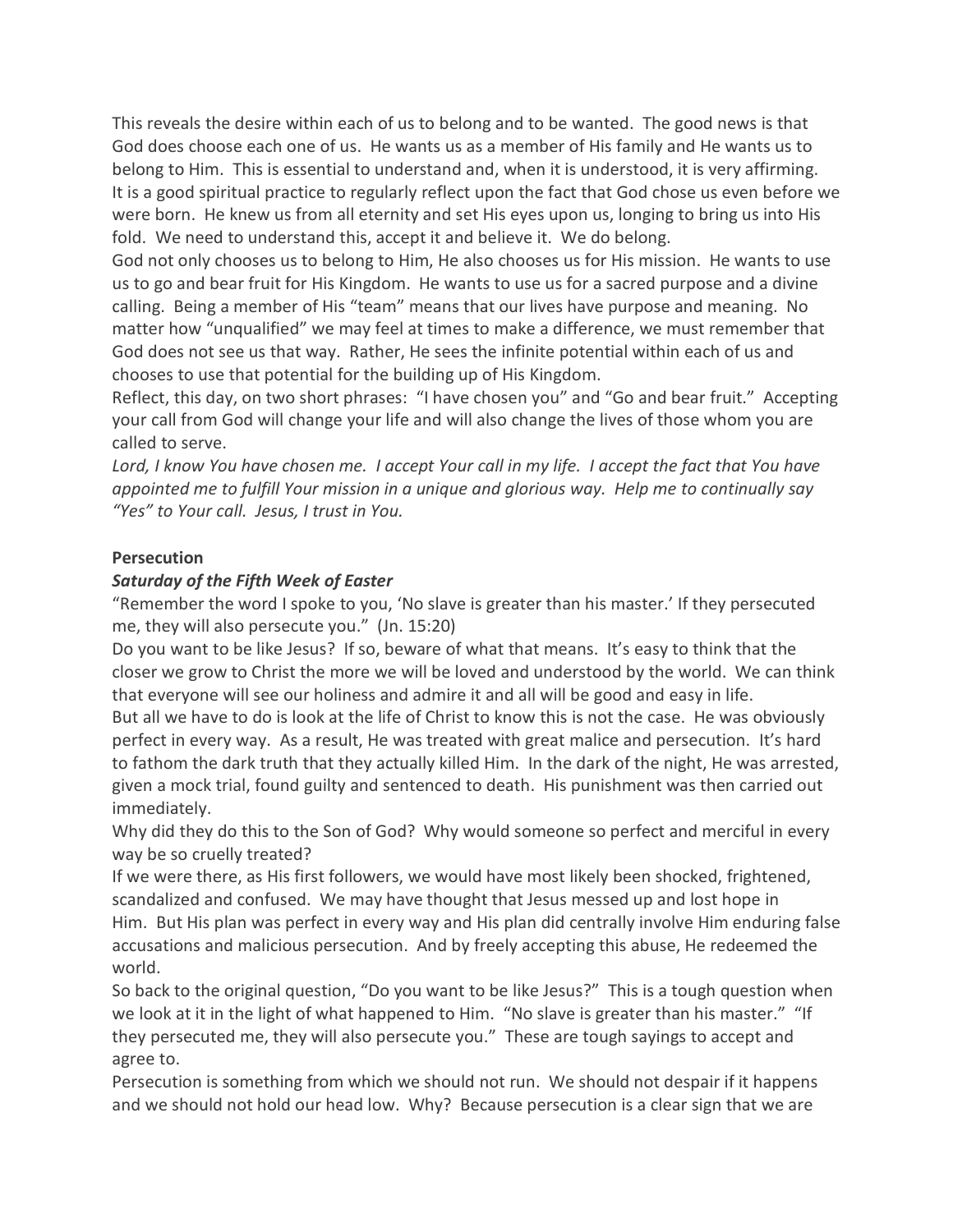This reveals the desire within each of us to belong and to be wanted. The good news is that God does choose each one of us. He wants us as a member of His family and He wants us to belong to Him. This is essential to understand and, when it is understood, it is very affirming. It is a good spiritual practice to regularly reflect upon the fact that God chose us even before we were born. He knew us from all eternity and set His eyes upon us, longing to bring us into His fold. We need to understand this, accept it and believe it. We do belong.

God not only chooses us to belong to Him, He also chooses us for His mission. He wants to use us to go and bear fruit for His Kingdom. He wants to use us for a sacred purpose and a divine calling. Being a member of His "team" means that our lives have purpose and meaning. No matter how "unqualified" we may feel at times to make a difference, we must remember that God does not see us that way. Rather, He sees the infinite potential within each of us and chooses to use that potential for the building up of His Kingdom.

Reflect, this day, on two short phrases: "I have chosen you" and "Go and bear fruit." Accepting your call from God will change your life and will also change the lives of those whom you are called to serve.

*Lord, I know You have chosen me. I accept Your call in my life. I accept the fact that You have appointed me to fulfill Your mission in a unique and glorious way. Help me to continually say "Yes" to Your call. Jesus, I trust in You.*

**Persecution**

***Saturday of the Fifth Week of Easter***

"Remember the word I spoke to you, 'No slave is greater than his master.' If they persecuted me, they will also persecute you." (Jn. 15:20)

Do you want to be like Jesus? If so, beware of what that means. It's easy to think that the closer we grow to Christ the more we will be loved and understood by the world. We can think that everyone will see our holiness and admire it and all will be good and easy in life.

But all we have to do is look at the life of Christ to know this is not the case. He was obviously perfect in every way. As a result, He was treated with great malice and persecution. It's hard to fathom the dark truth that they actually killed Him. In the dark of the night, He was arrested, given a mock trial, found guilty and sentenced to death. His punishment was then carried out immediately.

Why did they do this to the Son of God? Why would someone so perfect and merciful in every way be so cruelly treated?

If we were there, as His first followers, we would have most likely been shocked, frightened, scandalized and confused. We may have thought that Jesus messed up and lost hope in Him. But His plan was perfect in every way and His plan did centrally involve Him enduring false accusations and malicious persecution. And by freely accepting this abuse, He redeemed the world.

So back to the original question, "Do you want to be like Jesus?" This is a tough question when we look at it in the light of what happened to Him. "No slave is greater than his master." "If they persecuted me, they will also persecute you." These are tough sayings to accept and agree to.

Persecution is something from which we should not run. We should not despair if it happens and we should not hold our head low. Why? Because persecution is a clear sign that we are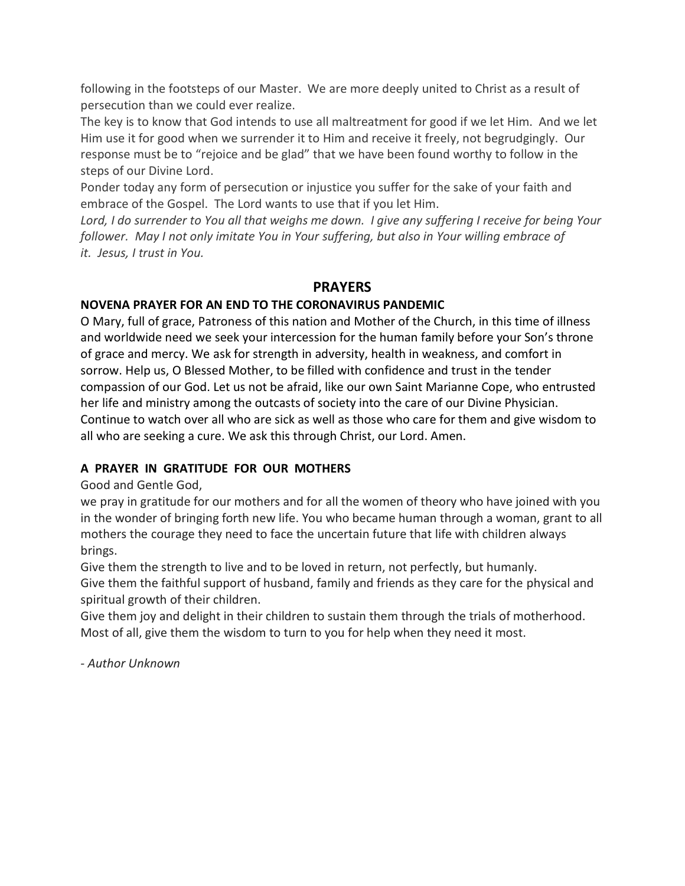following in the footsteps of our Master. We are more deeply united to Christ as a result of persecution than we could ever realize.

The key is to know that God intends to use all maltreatment for good if we let Him. And we let Him use it for good when we surrender it to Him and receive it freely, not begrudgingly. Our response must be to "rejoice and be glad" that we have been found worthy to follow in the steps of our Divine Lord.

Ponder today any form of persecution or injustice you suffer for the sake of your faith and embrace of the Gospel. The Lord wants to use that if you let Him.

*Lord, I do surrender to You all that weighs me down. I give any suffering I receive for being Your follower. May I not only imitate You in Your suffering, but also in Your willing embrace of it. Jesus, I trust in You.*

## PRAYERS

**NOVENA PRAYER FOR AN END TO THE CORONAVIRUS PANDEMIC**

O Mary, full of grace, Patroness of this nation and Mother of the Church, in this time of illness and worldwide need we seek your intercession for the human family before your Son's throne of grace and mercy. We ask for strength in adversity, health in weakness, and comfort in sorrow. Help us, O Blessed Mother, to be filled with confidence and trust in the tender compassion of our God. Let us not be afraid, like our own Saint Marianne Cope, who entrusted her life and ministry among the outcasts of society into the care of our Divine Physician. Continue to watch over all who are sick as well as those who care for them and give wisdom to all who are seeking a cure. We ask this through Christ, our Lord. Amen.

**A PRAYER IN GRATITUDE FOR OUR MOTHERS**

Good and Gentle God,

we pray in gratitude for our mothers and for all the women of theory who have joined with you in the wonder of bringing forth new life. You who became human through a woman, grant to all mothers the courage they need to face the uncertain future that life with children always brings.

Give them the strength to live and to be loved in return, not perfectly, but humanly.

Give them the faithful support of husband, family and friends as they care for the physical and spiritual growth of their children.

Give them joy and delight in their children to sustain them through the trials of motherhood.

Most of all, give them the wisdom to turn to you for help when they need it most.

*- Author Unknown*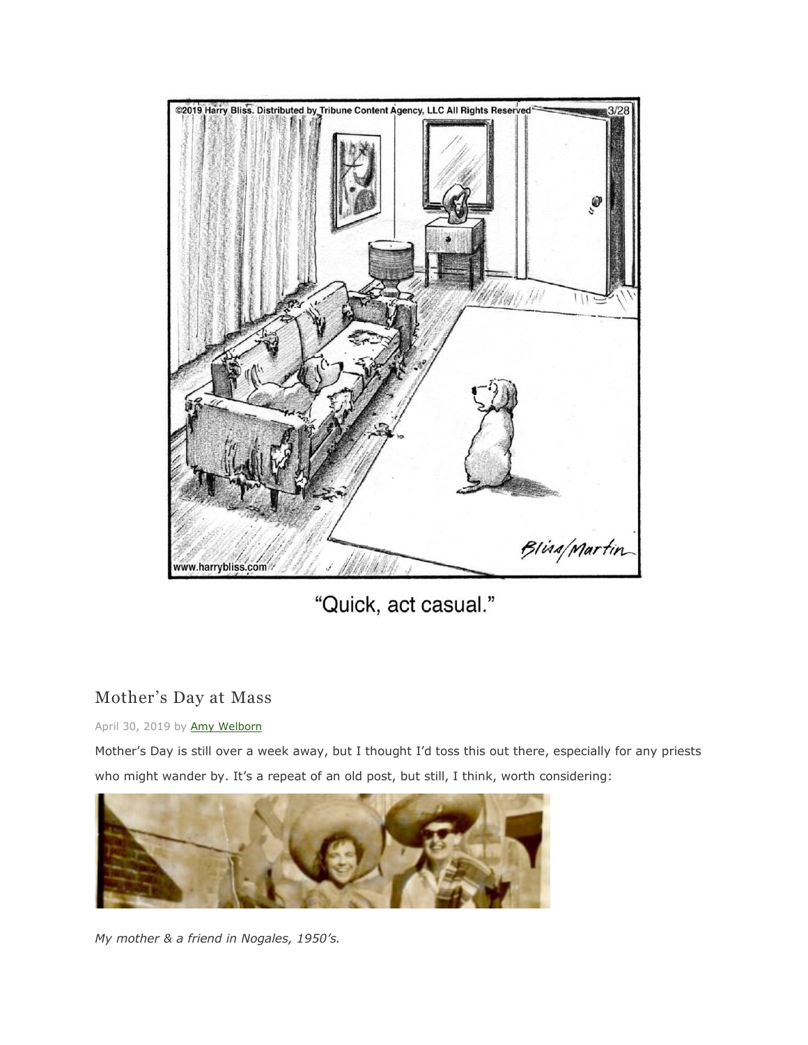"Quick, act casual."

## Mother's Day at Mass

April 30, 2019 by Amy Welborn

Mother's Day is still over a week away, but I thought I'd toss this out there, especially for any priests who might wander by. It's a repeat of an old post, but still, I think, worth considering:

*My mother & a friend in Nogales, 1950's.*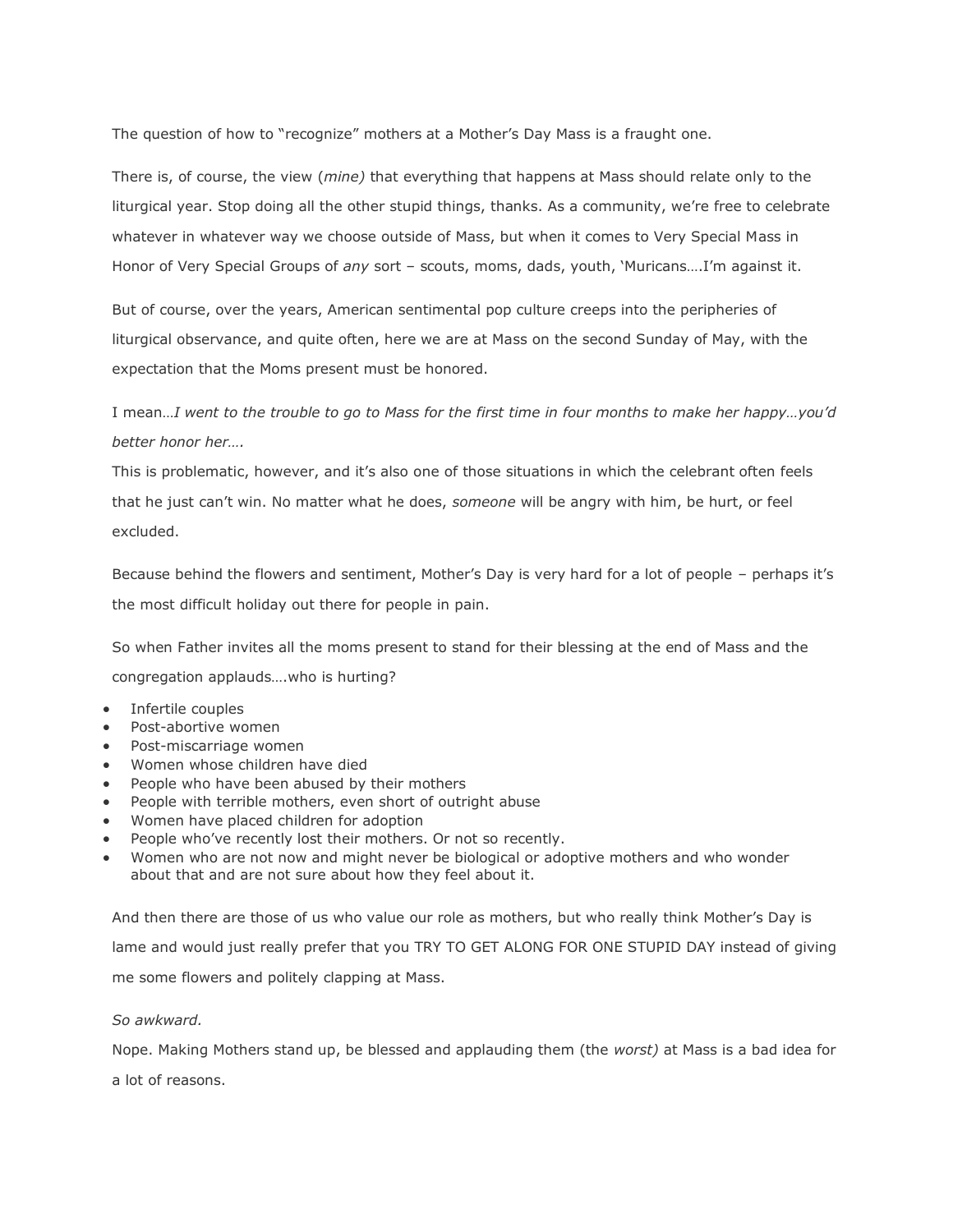The question of how to "recognize" mothers at a Mother's Day Mass is a fraught one.

There is, of course, the view (*mine)* that everything that happens at Mass should relate only to the liturgical year. Stop doing all the other stupid things, thanks. As a community, we're free to celebrate whatever in whatever way we choose outside of Mass, but when it comes to Very Special Mass in Honor of Very Special Groups of *any* sort – scouts, moms, dads, youth, 'Muricans….I'm against it.

But of course, over the years, American sentimental pop culture creeps into the peripheries of liturgical observance, and quite often, here we are at Mass on the second Sunday of May, with the expectation that the Moms present must be honored.

I mean…*I went to the trouble to go to Mass for the first time in four months to make her happy…you'd better honor her….*

This is problematic, however, and it's also one of those situations in which the celebrant often feels that he just can't win. No matter what he does, *someone* will be angry with him, be hurt, or feel excluded.

Because behind the flowers and sentiment, Mother's Day is very hard for a lot of people – perhaps it's the most difficult holiday out there for people in pain.

So when Father invites all the moms present to stand for their blessing at the end of Mass and the congregation applauds….who is hurting?

- Infertile couples
- Post-abortive women
- Post-miscarriage women
- Women whose children have died
- People who have been abused by their mothers
- People with terrible mothers, even short of outright abuse
- Women have placed children for adoption
- People who've recently lost their mothers. Or not so recently.
- Women who are not now and might never be biological or adoptive mothers and who wonder about that and are not sure about how they feel about it.

And then there are those of us who value our role as mothers, but who really think Mother's Day is lame and would just really prefer that you TRY TO GET ALONG FOR ONE STUPID DAY instead of giving me some flowers and politely clapping at Mass.

*So awkward.*

Nope. Making Mothers stand up, be blessed and applauding them (the *worst)* at Mass is a bad idea for a lot of reasons.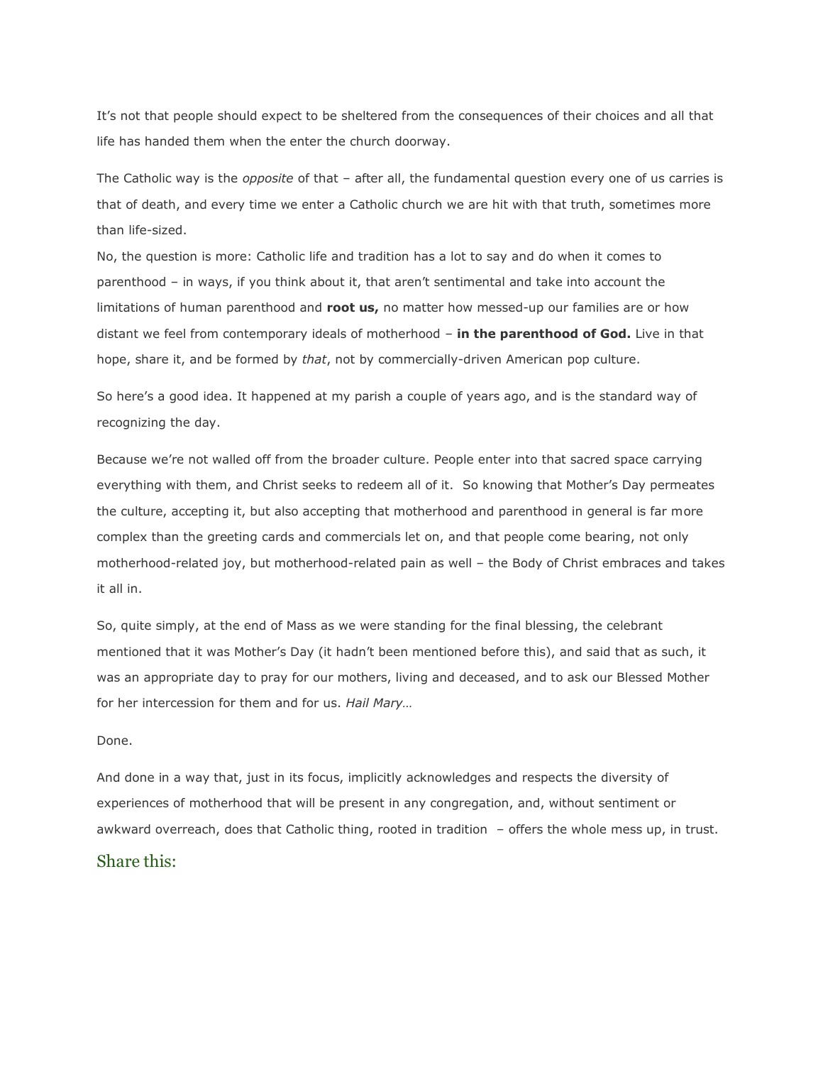It's not that people should expect to be sheltered from the consequences of their choices and all that life has handed them when the enter the church doorway.

The Catholic way is the *opposite* of that – after all, the fundamental question every one of us carries is that of death, and every time we enter a Catholic church we are hit with that truth, sometimes more than life-sized.

No, the question is more: Catholic life and tradition has a lot to say and do when it comes to parenthood – in ways, if you think about it, that aren't sentimental and take into account the limitations of human parenthood and **root us,** no matter how messed-up our families are or how distant we feel from contemporary ideals of motherhood – **in the parenthood of God.** Live in that hope, share it, and be formed by *that*, not by commercially-driven American pop culture.

So here's a good idea. It happened at my parish a couple of years ago, and is the standard way of recognizing the day.

Because we're not walled off from the broader culture. People enter into that sacred space carrying everything with them, and Christ seeks to redeem all of it. So knowing that Mother's Day permeates the culture, accepting it, but also accepting that motherhood and parenthood in general is far more complex than the greeting cards and commercials let on, and that people come bearing, not only motherhood-related joy, but motherhood-related pain as well – the Body of Christ embraces and takes it all in.

So, quite simply, at the end of Mass as we were standing for the final blessing, the celebrant mentioned that it was Mother's Day (it hadn't been mentioned before this), and said that as such, it was an appropriate day to pray for our mothers, living and deceased, and to ask our Blessed Mother for her intercession for them and for us. *Hail Mary…*

Done.

And done in a way that, just in its focus, implicitly acknowledges and respects the diversity of experiences of motherhood that will be present in any congregation, and, without sentiment or awkward overreach, does that Catholic thing, rooted in tradition – offers the whole mess up, in trust.

## Share this: